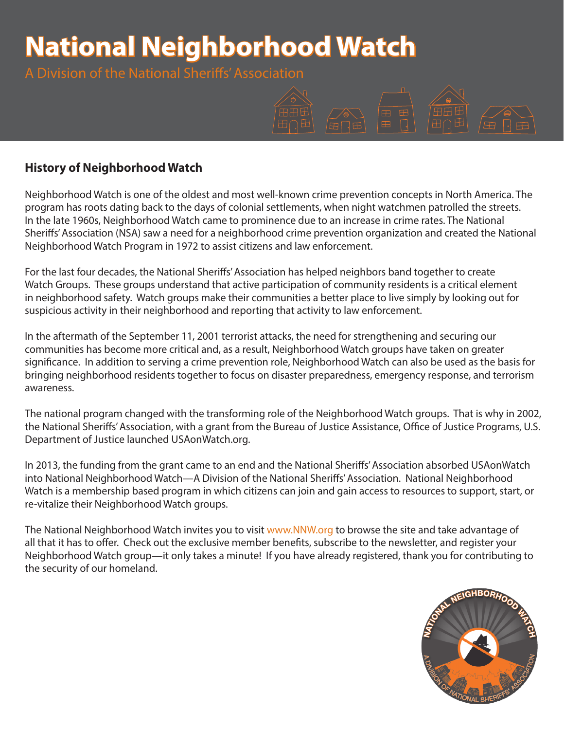# National Neighborhood Watch

A Division of the National Sheriffs' Association

## History of Neighborhood Watch

Neighborhood Watch is one of the oldest and most well-known crime prevention concepts in North America. The program has roots dating back to the days of colonial settlements, when night watchmen patrolled the streets. In the late 1960s, Neighborhood Watch came to prominence due to an increase in crime rates. The National Sheriffs' Association (NSA) saw a need for a neighborhood crime prevention organization and created the National Neighborhood Watch Program in 1972 to assist citizens and law enforcement.

For the last four decades, the National Sheriffs' Association has helped neighbors band together to create Watch Groups. These groups understand that active participation of community residents is a critical element in neighborhood safety. Watch groups make their communities a better place to live simply by looking out for suspicious activity in their neighborhood and reporting that activity to law enforcement.

In the aftermath of the September 11, 2001 terrorist attacks, the need for strengthening and securing our communities has become more critical and, as a result, Neighborhood Watch groups have taken on greater significance. In addition to serving a crime prevention role, Neighborhood Watch can also be used as the basis for bringing neighborhood residents together to focus on disaster preparedness, emergency response, and terrorism awareness.

The national program changed with the transforming role of the Neighborhood Watch groups. That is why in 2002, the National Sheriffs' Association, with a grant from the Bureau of Justice Assistance, Office of Justice Programs, U.S. Department of Justice launched USAonWatch.org.

In 2013, the funding from the grant came to an end and the National Sheriffs' Association absorbed USAonWatch into National Neighborhood Watch—A Division of the National Sheriffs' Association. National Neighborhood Watch is a membership based program in which citizens can join and gain access to resources to support, start, or re-vitalize their Neighborhood Watch groups.

The National Neighborhood Watch invites you to visit www.NNW.org to browse the site and take advantage of all that it has to offer. Check out the exclusive member benefits, subscribe to the newsletter, and register your Neighborhood Watch group—it only takes a minute! If you have already registered, thank you for contributing to the security of our homeland.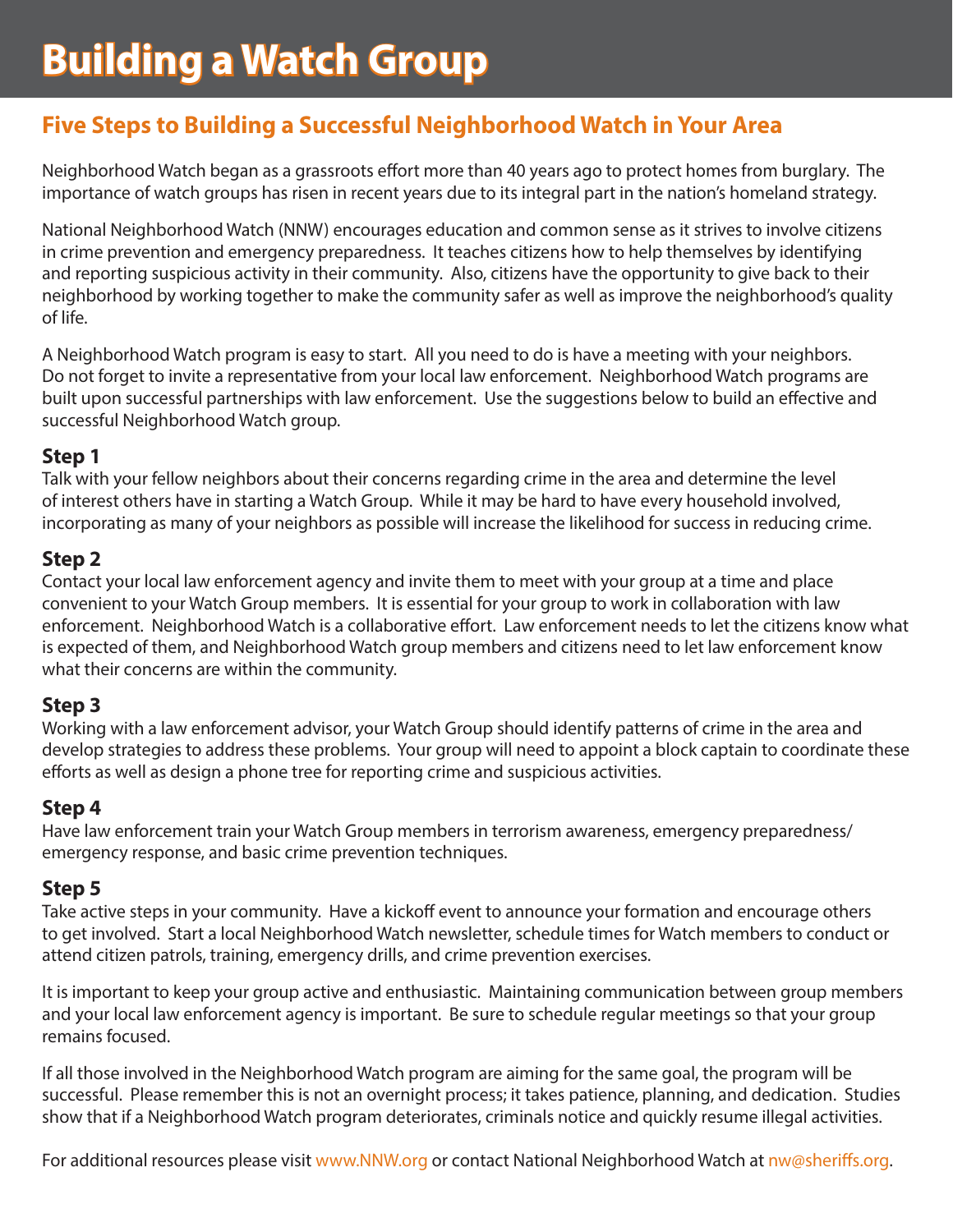# Building a Watch Group

## Five Steps to Building a Successful Neighborhood Watch in Your Area

Neighborhood Watch began as a grassroots effort more than 40 years ago to protect homes from burglary. The importance of watch groups has risen in recent years due to its integral part in the nation's homeland strategy.

National Neighborhood Watch (NNW) encourages education and common sense as it strives to involve citizens in crime prevention and emergency preparedness. It teaches citizens how to help themselves by identifying and reporting suspicious activity in their community. Also, citizens have the opportunity to give back to their neighborhood by working together to make the community safer as well as improve the neighborhood's quality of life.

A Neighborhood Watch program is easy to start. All you need to do is have a meeting with your neighbors. Do not forget to invite a representative from your local law enforcement. Neighborhood Watch programs are built upon successful partnerships with law enforcement. Use the suggestions below to build an effective and successful Neighborhood Watch group.

### Step 1

Talk with your fellow neighbors about their concerns regarding crime in the area and determine the level of interest others have in starting a Watch Group. While it may be hard to have every household involved, incorporating as many of your neighbors as possible will increase the likelihood for success in reducing crime.

### Step 2

Contact your local law enforcement agency and invite them to meet with your group at a time and place convenient to your Watch Group members. It is essential for your group to work in collaboration with law enforcement. Neighborhood Watch is a collaborative effort. Law enforcement needs to let the citizens know what is expected of them, and Neighborhood Watch group members and citizens need to let law enforcement know what their concerns are within the community.

### Step 3

Working with a law enforcement advisor, your Watch Group should identify patterns of crime in the area and develop strategies to address these problems. Your group will need to appoint a block captain to coordinate these efforts as well as design a phone tree for reporting crime and suspicious activities.

### Step 4

Have law enforcement train your Watch Group members in terrorism awareness, emergency preparedness/ emergency response, and basic crime prevention techniques.

### Step 5

Take active steps in your community. Have a kickoff event to announce your formation and encourage others to get involved. Start a local Neighborhood Watch newsletter, schedule times for Watch members to conduct or attend citizen patrols, training, emergency drills, and crime prevention exercises.

It is important to keep your group active and enthusiastic. Maintaining communication between group members and your local law enforcement agency is important. Be sure to schedule regular meetings so that your group remains focused.

If all those involved in the Neighborhood Watch program are aiming for the same goal, the program will be successful. Please remember this is not an overnight process; it takes patience, planning, and dedication. Studies show that if a Neighborhood Watch program deteriorates, criminals notice and quickly resume illegal activities.

For additional resources please visit www.NNW.org or contact National Neighborhood Watch at nw@sheriffs.org.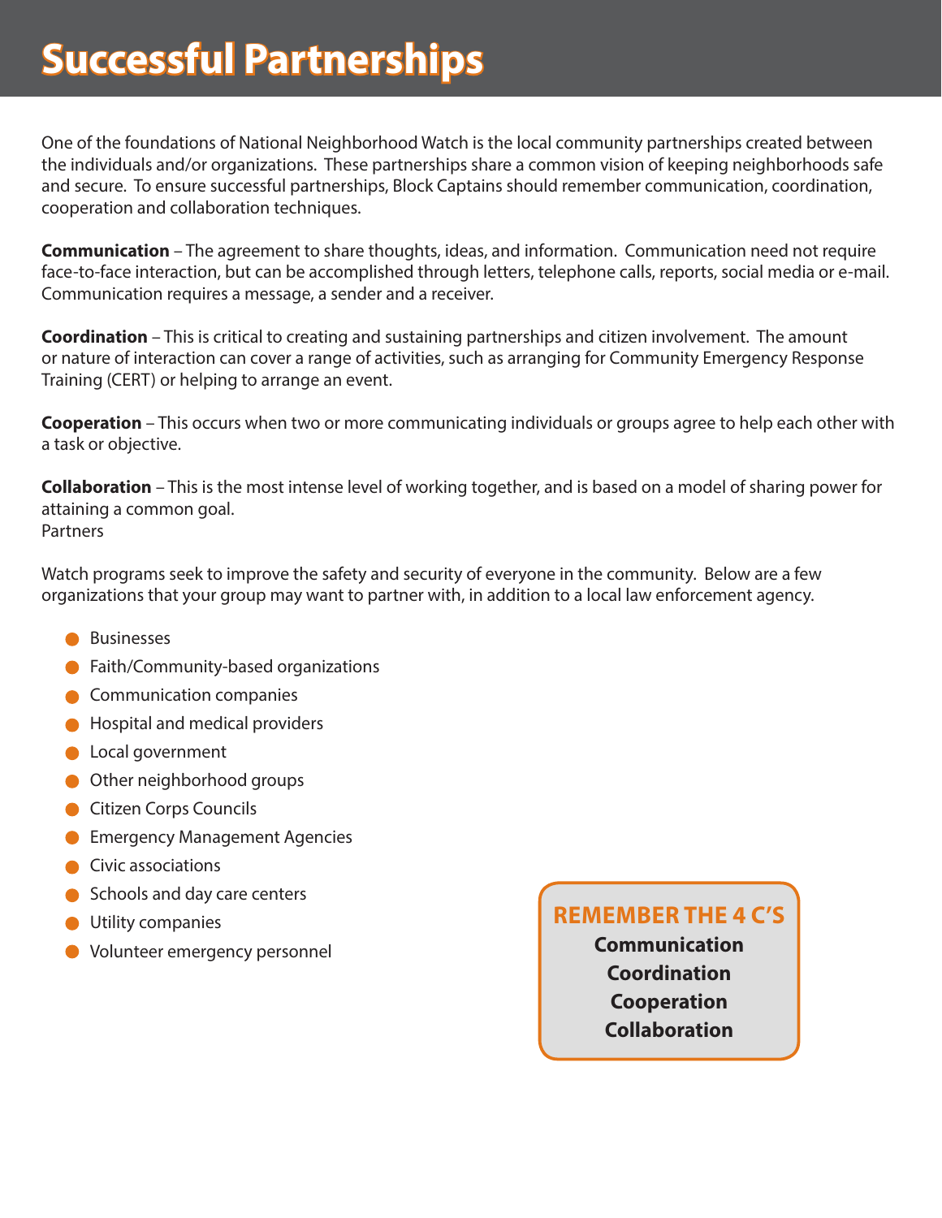# Successful Partnerships

One of the foundations of National Neighborhood Watch is the local community partnerships created between the individuals and/or organizations. These partnerships share a common vision of keeping neighborhoods safe and secure. To ensure successful partnerships, Block Captains should remember communication, coordination, cooperation and collaboration techniques.

**Communication** – The agreement to share thoughts, ideas, and information. Communication need not require face-to-face interaction, but can be accomplished through letters, telephone calls, reports, social media or e-mail. Communication requires a message, a sender and a receiver.

**Coordination** – This is critical to creating and sustaining partnerships and citizen involvement. The amount or nature of interaction can cover a range of activities, such as arranging for Community Emergency Response Training (CERT) or helping to arrange an event.

**Cooperation** – This occurs when two or more communicating individuals or groups agree to help each other with a task or objective.

**Collaboration** – This is the most intense level of working together, and is based on a model of sharing power for attaining a common goal.
Partners

Watch programs seek to improve the safety and security of everyone in the community. Below are a few organizations that your group may want to partner with, in addition to a local law enforcement agency.

- Businesses
- Faith/Community-based organizations
- Communication companies
- Hospital and medical providers
- Local government
- Other neighborhood groups
- Citizen Corps Councils
- Emergency Management Agencies
- Civic associations
- Schools and day care centers
- Utility companies
- Volunteer emergency personnel

**REMEMBER THE 4 C'S**

**Communication**
**Coordination**
**Cooperation**
**Collaboration**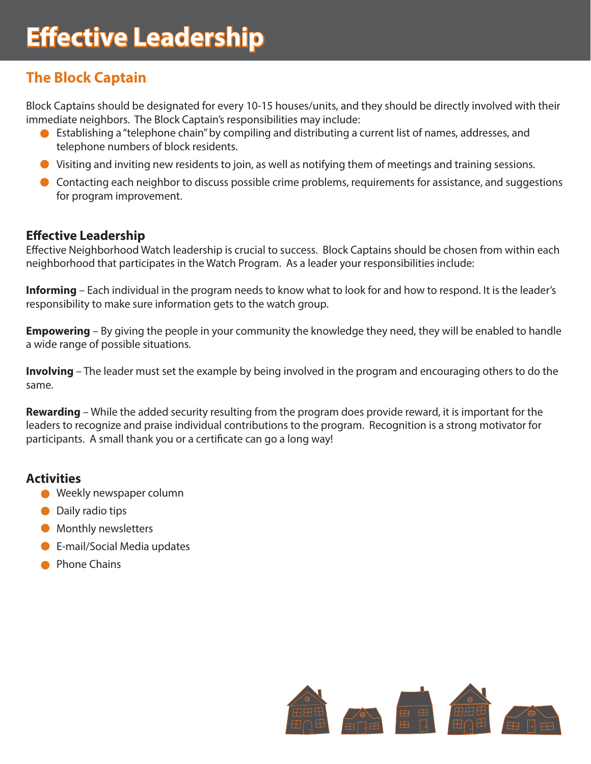# Effective Leadership

## The Block Captain

Block Captains should be designated for every 10-15 houses/units, and they should be directly involved with their immediate neighbors. The Block Captain's responsibilities may include:

- Establishing a "telephone chain" by compiling and distributing a current list of names, addresses, and telephone numbers of block residents.
- Visiting and inviting new residents to join, as well as notifying them of meetings and training sessions.
- Contacting each neighbor to discuss possible crime problems, requirements for assistance, and suggestions for program improvement.

### Effective Leadership

Effective Neighborhood Watch leadership is crucial to success. Block Captains should be chosen from within each neighborhood that participates in the Watch Program. As a leader your responsibilities include:

**Informing** – Each individual in the program needs to know what to look for and how to respond. It is the leader's responsibility to make sure information gets to the watch group.

**Empowering** – By giving the people in your community the knowledge they need, they will be enabled to handle a wide range of possible situations.

**Involving** – The leader must set the example by being involved in the program and encouraging others to do the same.

**Rewarding** – While the added security resulting from the program does provide reward, it is important for the leaders to recognize and praise individual contributions to the program. Recognition is a strong motivator for participants. A small thank you or a certificate can go a long way!

### Activities

- Weekly newspaper column
- Daily radio tips
- Monthly newsletters
- E-mail/Social Media updates
- Phone Chains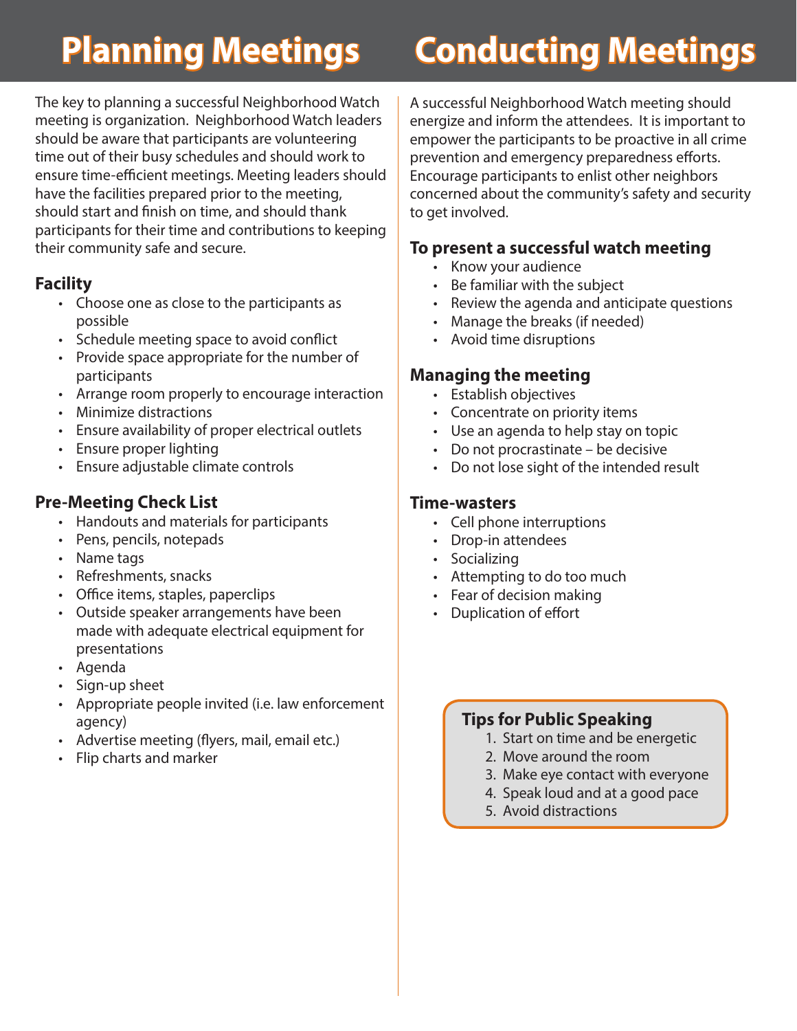# Planning Meetings

The key to planning a successful Neighborhood Watch meeting is organization. Neighborhood Watch leaders should be aware that participants are volunteering time out of their busy schedules and should work to ensure time-efficient meetings. Meeting leaders should have the facilities prepared prior to the meeting, should start and finish on time, and should thank participants for their time and contributions to keeping their community safe and secure.

## Facility

- Choose one as close to the participants as possible
- Schedule meeting space to avoid conflict
- Provide space appropriate for the number of participants
- Arrange room properly to encourage interaction
- Minimize distractions
- Ensure availability of proper electrical outlets
- Ensure proper lighting
- Ensure adjustable climate controls

## Pre-Meeting Check List

- Handouts and materials for participants
- Pens, pencils, notepads
- Name tags
- Refreshments, snacks
- Office items, staples, paperclips
- Outside speaker arrangements have been made with adequate electrical equipment for presentations
- Agenda
- Sign-up sheet
- Appropriate people invited (i.e. law enforcement agency)
- Advertise meeting (flyers, mail, email etc.)
- Flip charts and marker

# Conducting Meetings

A successful Neighborhood Watch meeting should energize and inform the attendees. It is important to empower the participants to be proactive in all crime prevention and emergency preparedness efforts. Encourage participants to enlist other neighbors concerned about the community's safety and security to get involved.

## To present a successful watch meeting

- Know your audience
- Be familiar with the subject
- Review the agenda and anticipate questions
- Manage the breaks (if needed)
- Avoid time disruptions

## Managing the meeting

- Establish objectives
- Concentrate on priority items
- Use an agenda to help stay on topic
- Do not procrastinate – be decisive
- Do not lose sight of the intended result

## Time-wasters

- Cell phone interruptions
- Drop-in attendees
- Socializing
- Attempting to do too much
- Fear of decision making
- Duplication of effort

## Tips for Public Speaking

1. Start on time and be energetic
2. Move around the room
3. Make eye contact with everyone
4. Speak loud and at a good pace
5. Avoid distractions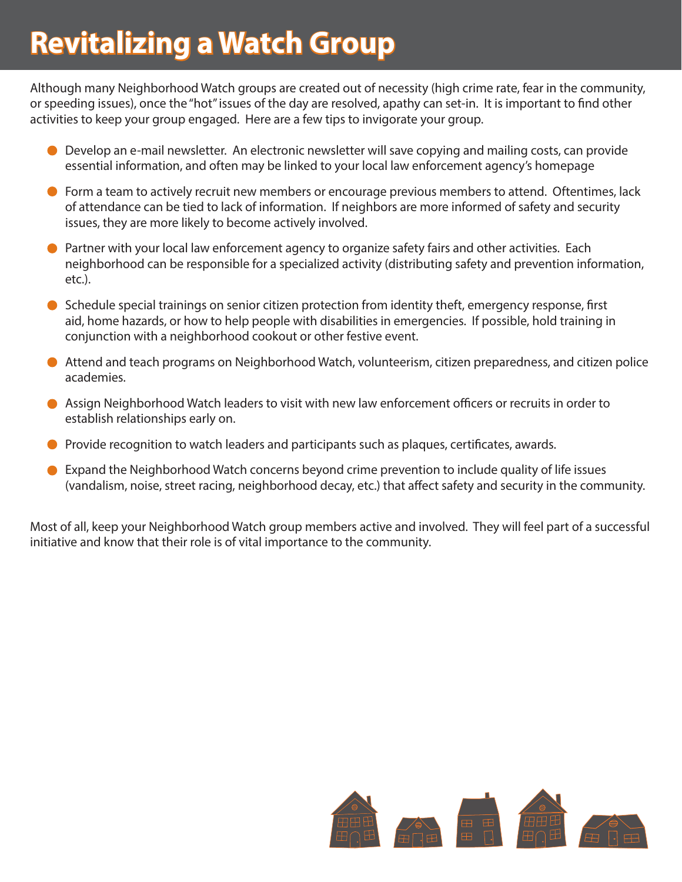# Revitalizing a Watch Group

Although many Neighborhood Watch groups are created out of necessity (high crime rate, fear in the community, or speeding issues), once the "hot" issues of the day are resolved, apathy can set-in. It is important to find other activities to keep your group engaged. Here are a few tips to invigorate your group.

- Develop an e-mail newsletter. An electronic newsletter will save copying and mailing costs, can provide essential information, and often may be linked to your local law enforcement agency's homepage
- Form a team to actively recruit new members or encourage previous members to attend. Oftentimes, lack of attendance can be tied to lack of information. If neighbors are more informed of safety and security issues, they are more likely to become actively involved.
- Partner with your local law enforcement agency to organize safety fairs and other activities. Each neighborhood can be responsible for a specialized activity (distributing safety and prevention information, etc.).
- Schedule special trainings on senior citizen protection from identity theft, emergency response, first aid, home hazards, or how to help people with disabilities in emergencies. If possible, hold training in conjunction with a neighborhood cookout or other festive event.
- Attend and teach programs on Neighborhood Watch, volunteerism, citizen preparedness, and citizen police academies.
- Assign Neighborhood Watch leaders to visit with new law enforcement officers or recruits in order to establish relationships early on.
- Provide recognition to watch leaders and participants such as plaques, certificates, awards.
- Expand the Neighborhood Watch concerns beyond crime prevention to include quality of life issues (vandalism, noise, street racing, neighborhood decay, etc.) that affect safety and security in the community.

Most of all, keep your Neighborhood Watch group members active and involved. They will feel part of a successful initiative and know that their role is of vital importance to the community.